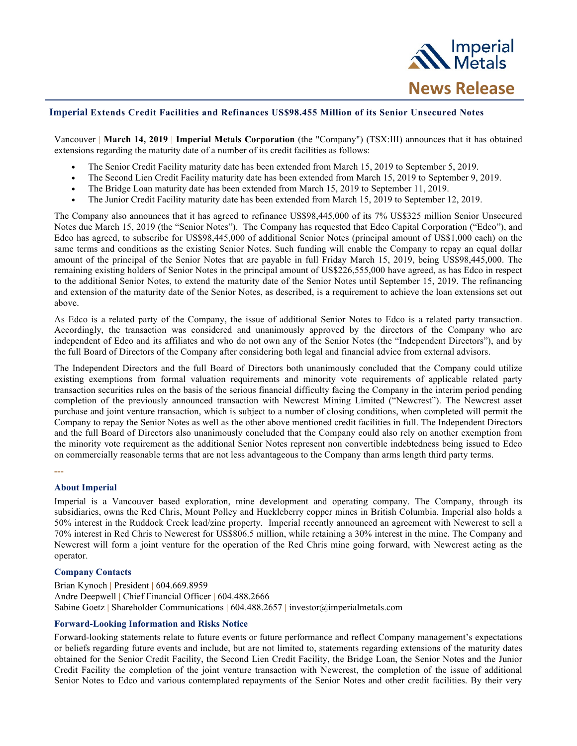Imperial Metals

# News Release

## Imperial Extends Credit Facilities and Refinances US$98.455 Million of its Senior Unsecured Notes

Vancouver | **March 14, 2019** | **Imperial Metals Corporation** (the "Company") (TSX:III) announces that it has obtained extensions regarding the maturity date of a number of its credit facilities as follows:

- The Senior Credit Facility maturity date has been extended from March 15, 2019 to September 5, 2019.
- The Second Lien Credit Facility maturity date has been extended from March 15, 2019 to September 9, 2019.
- The Bridge Loan maturity date has been extended from March 15, 2019 to September 11, 2019.
- The Junior Credit Facility maturity date has been extended from March 15, 2019 to September 12, 2019.

The Company also announces that it has agreed to refinance US$98,445,000 of its 7% US$325 million Senior Unsecured Notes due March 15, 2019 (the "Senior Notes"). The Company has requested that Edco Capital Corporation ("Edco"), and Edco has agreed, to subscribe for US$98,445,000 of additional Senior Notes (principal amount of US$1,000 each) on the same terms and conditions as the existing Senior Notes. Such funding will enable the Company to repay an equal dollar amount of the principal of the Senior Notes that are payable in full Friday March 15, 2019, being US$98,445,000. The remaining existing holders of Senior Notes in the principal amount of US$226,555,000 have agreed, as has Edco in respect to the additional Senior Notes, to extend the maturity date of the Senior Notes until September 15, 2019. The refinancing and extension of the maturity date of the Senior Notes, as described, is a requirement to achieve the loan extensions set out above.

As Edco is a related party of the Company, the issue of additional Senior Notes to Edco is a related party transaction. Accordingly, the transaction was considered and unanimously approved by the directors of the Company who are independent of Edco and its affiliates and who do not own any of the Senior Notes (the "Independent Directors"), and by the full Board of Directors of the Company after considering both legal and financial advice from external advisors.

The Independent Directors and the full Board of Directors both unanimously concluded that the Company could utilize existing exemptions from formal valuation requirements and minority vote requirements of applicable related party transaction securities rules on the basis of the serious financial difficulty facing the Company in the interim period pending completion of the previously announced transaction with Newcrest Mining Limited ("Newcrest"). The Newcrest asset purchase and joint venture transaction, which is subject to a number of closing conditions, when completed will permit the Company to repay the Senior Notes as well as the other above mentioned credit facilities in full. The Independent Directors and the full Board of Directors also unanimously concluded that the Company could also rely on another exemption from the minority vote requirement as the additional Senior Notes represent non convertible indebtedness being issued to Edco on commercially reasonable terms that are not less advantageous to the Company than arms length third party terms.

---

### About Imperial

Imperial is a Vancouver based exploration, mine development and operating company. The Company, through its subsidiaries, owns the Red Chris, Mount Polley and Huckleberry copper mines in British Columbia. Imperial also holds a 50% interest in the Ruddock Creek lead/zinc property. Imperial recently announced an agreement with Newcrest to sell a 70% interest in Red Chris to Newcrest for US$806.5 million, while retaining a 30% interest in the mine. The Company and Newcrest will form a joint venture for the operation of the Red Chris mine going forward, with Newcrest acting as the operator.

### Company Contacts

Brian Kynoch | President | 604.669.8959
Andre Deepwell | Chief Financial Officer | 604.488.2666
Sabine Goetz | Shareholder Communications | 604.488.2657 | investor@imperialmetals.com

### Forward-Looking Information and Risks Notice

Forward-looking statements relate to future events or future performance and reflect Company management's expectations or beliefs regarding future events and include, but are not limited to, statements regarding extensions of the maturity dates obtained for the Senior Credit Facility, the Second Lien Credit Facility, the Bridge Loan, the Senior Notes and the Junior Credit Facility the completion of the joint venture transaction with Newcrest, the completion of the issue of additional Senior Notes to Edco and various contemplated repayments of the Senior Notes and other credit facilities. By their very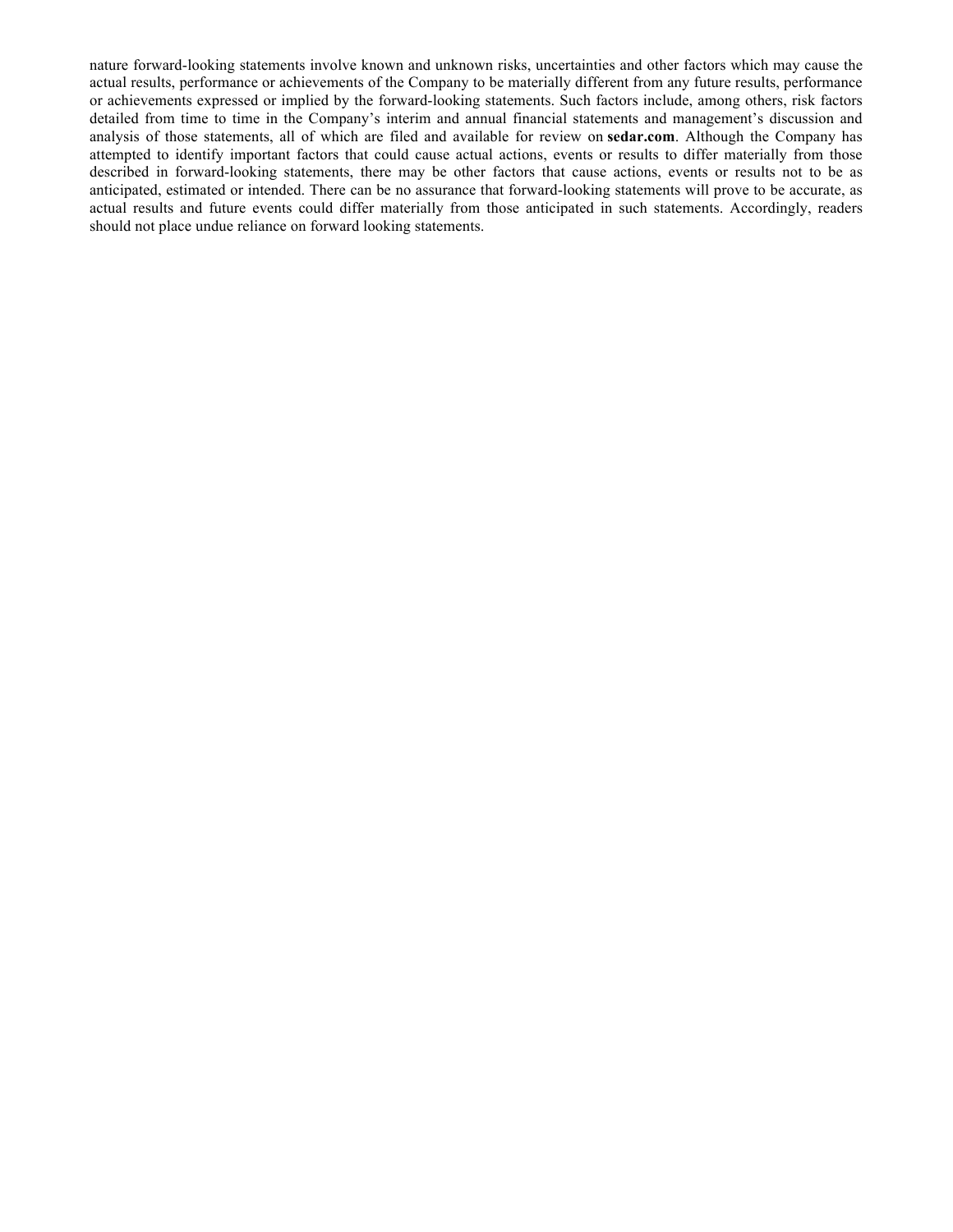nature forward-looking statements involve known and unknown risks, uncertainties and other factors which may cause the actual results, performance or achievements of the Company to be materially different from any future results, performance or achievements expressed or implied by the forward-looking statements. Such factors include, among others, risk factors detailed from time to time in the Company's interim and annual financial statements and management's discussion and analysis of those statements, all of which are filed and available for review on **sedar.com**. Although the Company has attempted to identify important factors that could cause actual actions, events or results to differ materially from those described in forward-looking statements, there may be other factors that cause actions, events or results not to be as anticipated, estimated or intended. There can be no assurance that forward-looking statements will prove to be accurate, as actual results and future events could differ materially from those anticipated in such statements. Accordingly, readers should not place undue reliance on forward looking statements.